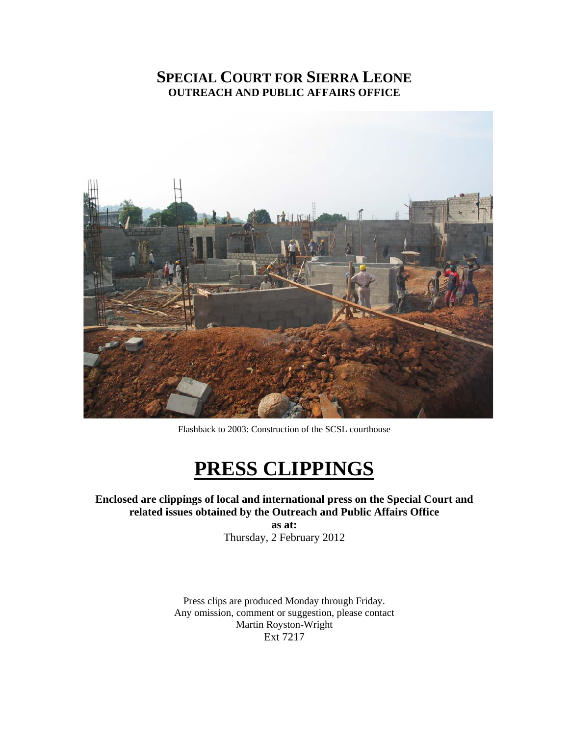# SPECIAL COURT FOR SIERRA LEONE
## OUTREACH AND PUBLIC AFFAIRS OFFICE

Flashback to 2003: Construction of the SCSL courthouse

# PRESS CLIPPINGS

**Enclosed are clippings of local and international press on the Special Court and related issues obtained by the Outreach and Public Affairs Office**

**as at:**

Thursday, 2 February 2012

Press clips are produced Monday through Friday.
Any omission, comment or suggestion, please contact
Martin Royston-Wright
Ext 7217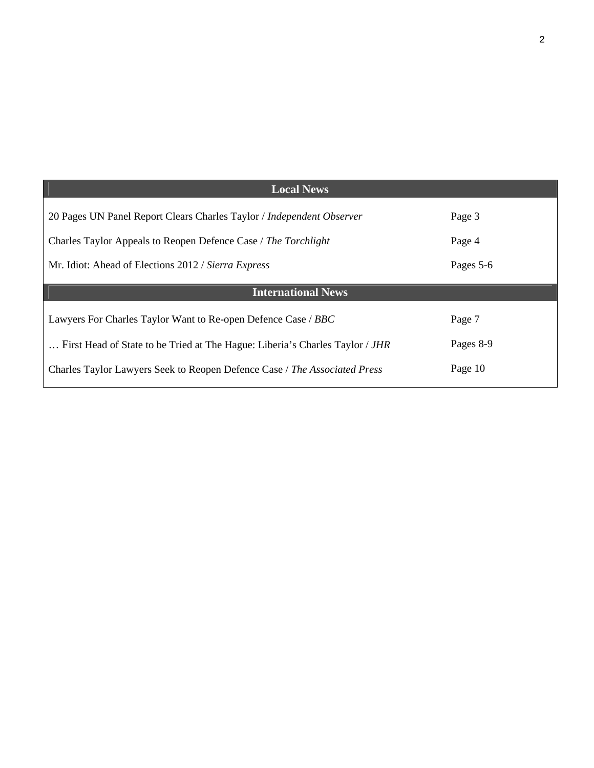| Local News | |
|---|---|
| 20 Pages UN Panel Report Clears Charles Taylor / *Independent Observer* | Page 3 |
| Charles Taylor Appeals to Reopen Defence Case / *The Torchlight* | Page 4 |
| Mr. Idiot: Ahead of Elections 2012 / *Sierra Express* | Pages 5-6 |
| **International News** | |
| Lawyers For Charles Taylor Want to Re-open Defence Case / *BBC* | Page 7 |
| … First Head of State to be Tried at The Hague: Liberia's Charles Taylor / *JHR* | Pages 8-9 |
| Charles Taylor Lawyers Seek to Reopen Defence Case / *The Associated Press* | Page 10 |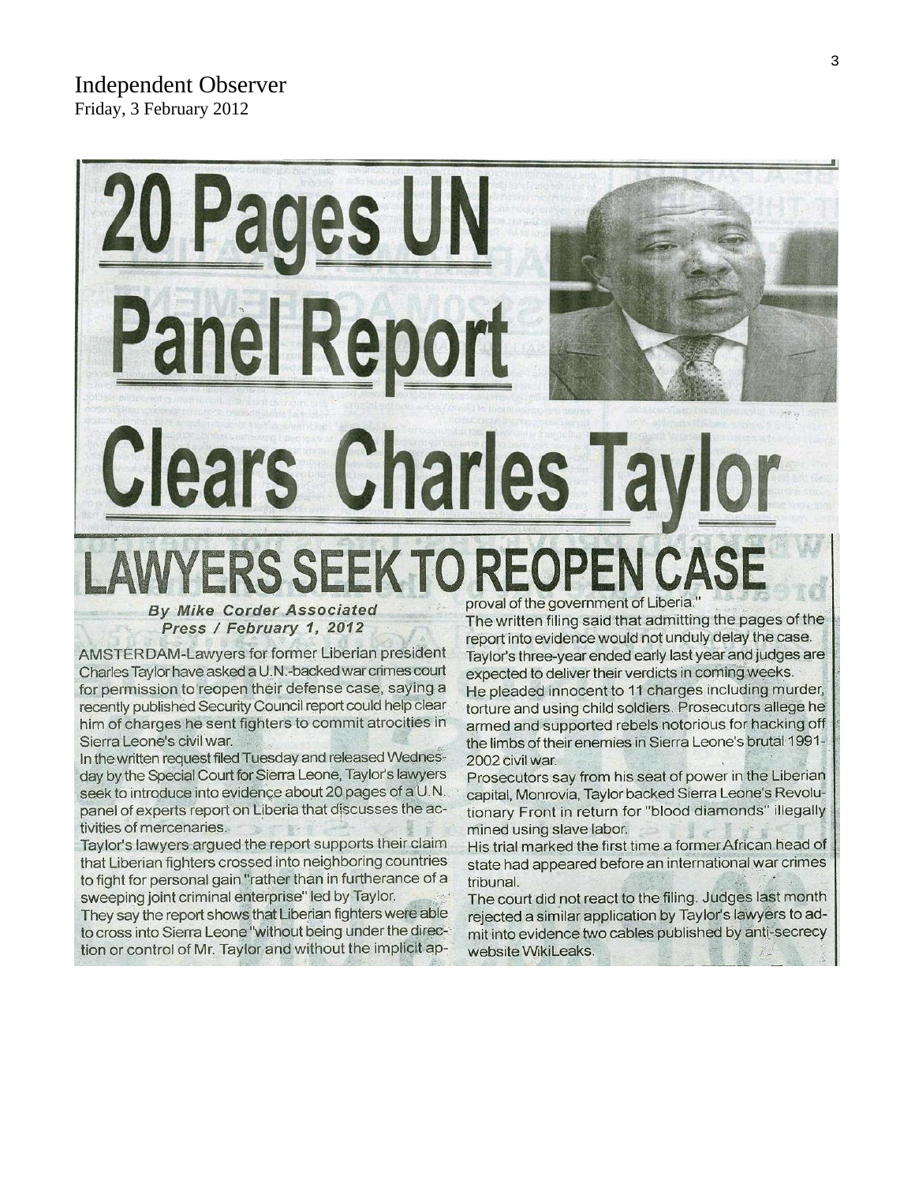Independent Observer
Friday, 3 February 2012

# 20 Pages UN Panel Report Clears Charles Taylor

## LAWYERS SEEK TO REOPEN CASE

***By Mike Corder Associated Press / February 1, 2012***

AMSTERDAM-Lawyers for former Liberian president Charles Taylor have asked a U.N.-backed war crimes court for permission to reopen their defense case, saying a recently published Security Council report could help clear him of charges he sent fighters to commit atrocities in Sierra Leone's civil war.

In the written request filed Tuesday and released Wednesday by the Special Court for Sierra Leone, Taylor's lawyers seek to introduce into evidence about 20 pages of a U.N. panel of experts report on Liberia that discusses the activities of mercenaries.

Taylor's lawyers argued the report supports their claim that Liberian fighters crossed into neighboring countries to fight for personal gain "rather than in furtherance of a sweeping joint criminal enterprise" led by Taylor.

They say the report shows that Liberian fighters were able to cross into Sierra Leone "without being under the direction or control of Mr. Taylor and without the implicit approval of the government of Liberia."

The written filing said that admitting the pages of the report into evidence would not unduly delay the case.

Taylor's three-year ended early last year and judges are expected to deliver their verdicts in coming weeks.

He pleaded innocent to 11 charges including murder, torture and using child soldiers. Prosecutors allege he armed and supported rebels notorious for hacking off the limbs of their enemies in Sierra Leone's brutal 1991-2002 civil war.

Prosecutors say from his seat of power in the Liberian capital, Monrovia, Taylor backed Sierra Leone's Revolutionary Front in return for "blood diamonds" illegally mined using slave labor.

His trial marked the first time a former African head of state had appeared before an international war crimes tribunal.

The court did not react to the filing. Judges last month rejected a similar application by Taylor's lawyers to admit into evidence two cables published by anti-secrecy website WikiLeaks.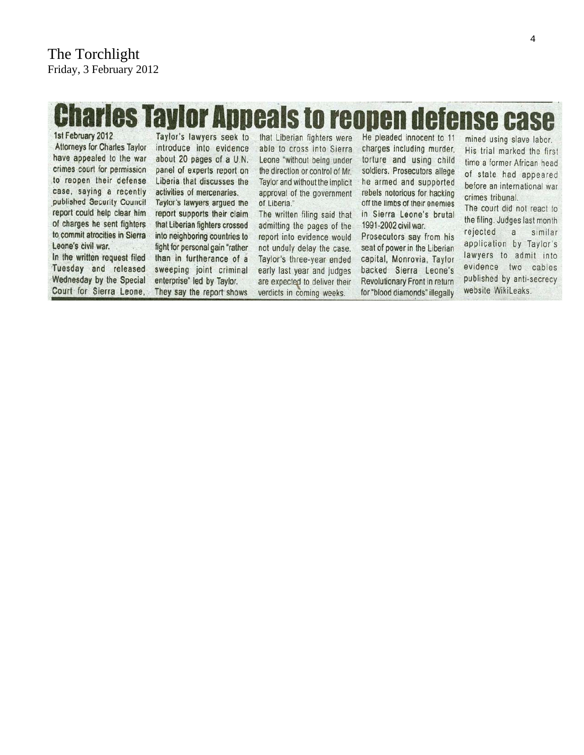The Torchlight
Friday, 3 February 2012

# Charles Taylor Appeals to reopen defense case

1st February 2012

Attorneys for Charles Taylor have appealed to the war crimes court for permission to reopen their defense case, saying a recently published Security Council report could help clear him of charges he sent fighters to commit atrocities in Sierra Leone's civil war.

In the written request filed Tuesday and released Wednesday by the Special Court for Sierra Leone, Taylor's lawyers seek to introduce into evidence about 20 pages of a U.N. panel of experts report on Liberia that discusses the activities of mercenaries.

Taylor's lawyers argued the report supports their claim that Liberian fighters crossed into neighboring countries to fight for personal gain "rather than in furtherance of a sweeping joint criminal enterprise" led by Taylor.

They say the report shows that Liberian fighters were able to cross into Sierra Leone "without being under the direction or control of Mr. Taylor and without the implicit approval of the government of Liberia."

The written filing said that admitting the pages of the report into evidence would not unduly delay the case.

Taylor's three-year ended early last year and judges are expected to deliver their verdicts in coming weeks.

He pleaded innocent to 11 charges including murder, torture and using child soldiers. Prosecutors allege he armed and supported rebels notorious for hacking off the limbs of their enemies in Sierra Leone's brutal 1991-2002 civil war.

Prosecutors say from his seat of power in the Liberian capital, Monrovia, Taylor backed Sierra Leone's Revolutionary Front in return for "blood diamonds" illegally mined using slave labor.

His trial marked the first time a former African head of state had appeared before an international war crimes tribunal.

The court did not react to the filing. Judges last month rejected a similar application by Taylor's lawyers to admit into evidence two cables published by anti-secrecy website WikiLeaks.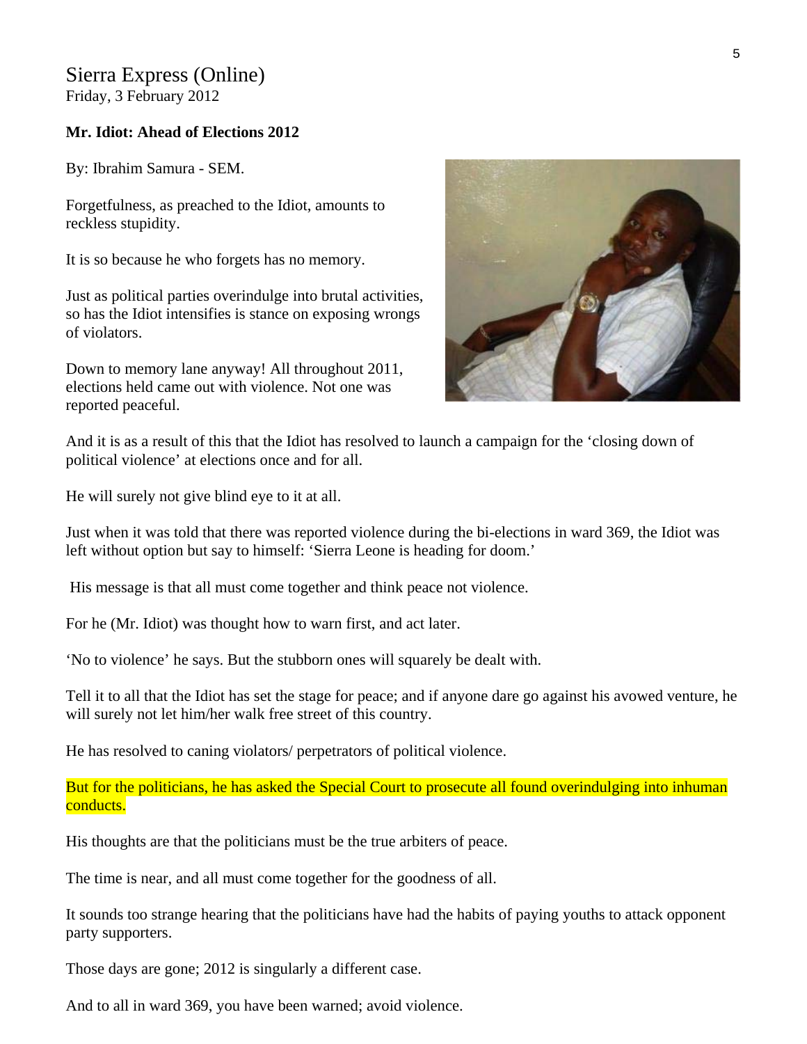Sierra Express (Online)
Friday, 3 February 2012

**Mr. Idiot: Ahead of Elections 2012**

By: Ibrahim Samura - SEM.

Forgetfulness, as preached to the Idiot, amounts to reckless stupidity.

It is so because he who forgets has no memory.

Just as political parties overindulge into brutal activities, so has the Idiot intensifies is stance on exposing wrongs of violators.

Down to memory lane anyway! All throughout 2011, elections held came out with violence. Not one was reported peaceful.

And it is as a result of this that the Idiot has resolved to launch a campaign for the 'closing down of political violence' at elections once and for all.

He will surely not give blind eye to it at all.

Just when it was told that there was reported violence during the bi-elections in ward 369, the Idiot was left without option but say to himself: 'Sierra Leone is heading for doom.'

His message is that all must come together and think peace not violence.

For he (Mr. Idiot) was thought how to warn first, and act later.

'No to violence' he says. But the stubborn ones will squarely be dealt with.

Tell it to all that the Idiot has set the stage for peace; and if anyone dare go against his avowed venture, he will surely not let him/her walk free street of this country.

He has resolved to caning violators/ perpetrators of political violence.

But for the politicians, he has asked the Special Court to prosecute all found overindulging into inhuman conducts.

His thoughts are that the politicians must be the true arbiters of peace.

The time is near, and all must come together for the goodness of all.

It sounds too strange hearing that the politicians have had the habits of paying youths to attack opponent party supporters.

Those days are gone; 2012 is singularly a different case.

And to all in ward 369, you have been warned; avoid violence.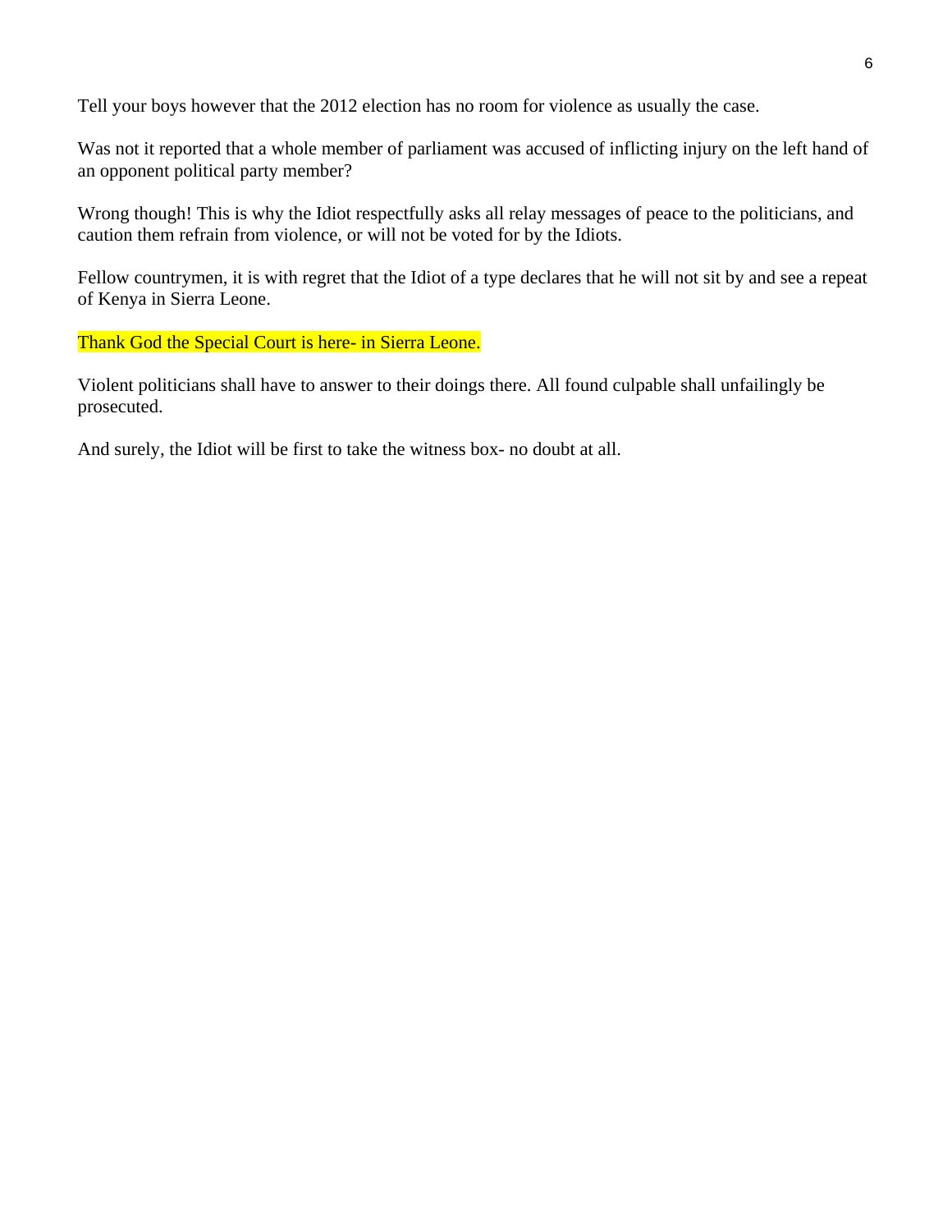Tell your boys however that the 2012 election has no room for violence as usually the case.

Was not it reported that a whole member of parliament was accused of inflicting injury on the left hand of an opponent political party member?

Wrong though! This is why the Idiot respectfully asks all relay messages of peace to the politicians, and caution them refrain from violence, or will not be voted for by the Idiots.

Fellow countrymen, it is with regret that the Idiot of a type declares that he will not sit by and see a repeat of Kenya in Sierra Leone.

Thank God the Special Court is here- in Sierra Leone.

Violent politicians shall have to answer to their doings there. All found culpable shall unfailingly be prosecuted.

And surely, the Idiot will be first to take the witness box- no doubt at all.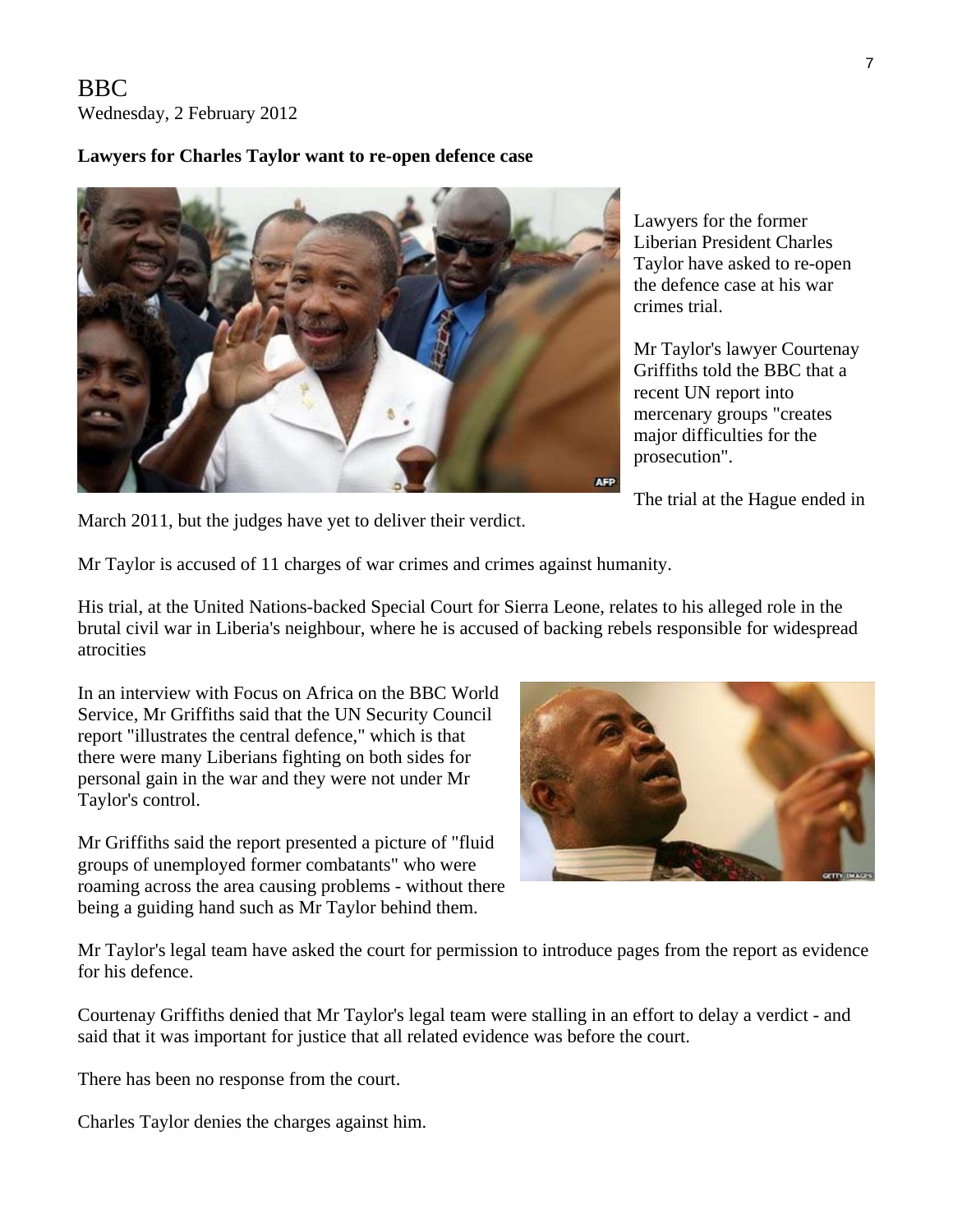BBC
Wednesday, 2 February 2012

**Lawyers for Charles Taylor want to re-open defence case**

Lawyers for the former Liberian President Charles Taylor have asked to re-open the defence case at his war crimes trial.

Mr Taylor's lawyer Courtenay Griffiths told the BBC that a recent UN report into mercenary groups "creates major difficulties for the prosecution".

The trial at the Hague ended in March 2011, but the judges have yet to deliver their verdict.

Mr Taylor is accused of 11 charges of war crimes and crimes against humanity.

His trial, at the United Nations-backed Special Court for Sierra Leone, relates to his alleged role in the brutal civil war in Liberia's neighbour, where he is accused of backing rebels responsible for widespread atrocities

In an interview with Focus on Africa on the BBC World Service, Mr Griffiths said that the UN Security Council report "illustrates the central defence," which is that there were many Liberians fighting on both sides for personal gain in the war and they were not under Mr Taylor's control.

Mr Griffiths said the report presented a picture of "fluid groups of unemployed former combatants" who were roaming across the area causing problems - without there being a guiding hand such as Mr Taylor behind them.

Mr Taylor's legal team have asked the court for permission to introduce pages from the report as evidence for his defence.

Courtenay Griffiths denied that Mr Taylor's legal team were stalling in an effort to delay a verdict - and said that it was important for justice that all related evidence was before the court.

There has been no response from the court.

Charles Taylor denies the charges against him.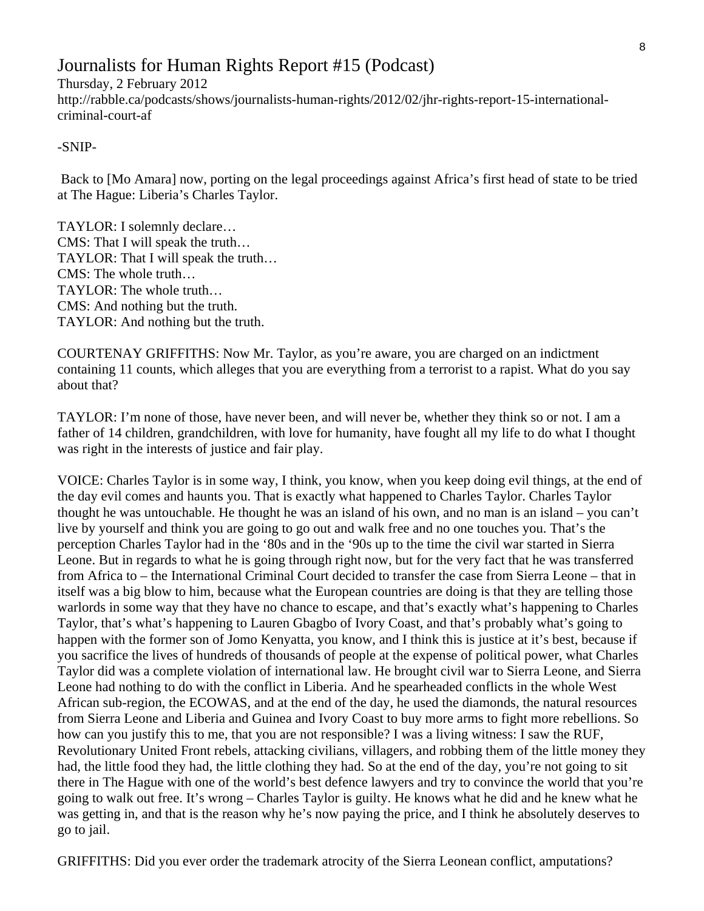# Journalists for Human Rights Report #15 (Podcast)

Thursday, 2 February 2012
http://rabble.ca/podcasts/shows/journalists-human-rights/2012/02/jhr-rights-report-15-international-criminal-court-af

-SNIP-

Back to [Mo Amara] now, porting on the legal proceedings against Africa's first head of state to be tried at The Hague: Liberia's Charles Taylor.

TAYLOR: I solemnly declare…
CMS: That I will speak the truth…
TAYLOR: That I will speak the truth…
CMS: The whole truth…
TAYLOR: The whole truth…
CMS: And nothing but the truth.
TAYLOR: And nothing but the truth.

COURTENAY GRIFFITHS: Now Mr. Taylor, as you're aware, you are charged on an indictment containing 11 counts, which alleges that you are everything from a terrorist to a rapist. What do you say about that?

TAYLOR: I'm none of those, have never been, and will never be, whether they think so or not. I am a father of 14 children, grandchildren, with love for humanity, have fought all my life to do what I thought was right in the interests of justice and fair play.

VOICE: Charles Taylor is in some way, I think, you know, when you keep doing evil things, at the end of the day evil comes and haunts you. That is exactly what happened to Charles Taylor. Charles Taylor thought he was untouchable. He thought he was an island of his own, and no man is an island – you can't live by yourself and think you are going to go out and walk free and no one touches you. That's the perception Charles Taylor had in the '80s and in the '90s up to the time the civil war started in Sierra Leone. But in regards to what he is going through right now, but for the very fact that he was transferred from Africa to – the International Criminal Court decided to transfer the case from Sierra Leone – that in itself was a big blow to him, because what the European countries are doing is that they are telling those warlords in some way that they have no chance to escape, and that's exactly what's happening to Charles Taylor, that's what's happening to Lauren Gbagbo of Ivory Coast, and that's probably what's going to happen with the former son of Jomo Kenyatta, you know, and I think this is justice at it's best, because if you sacrifice the lives of hundreds of thousands of people at the expense of political power, what Charles Taylor did was a complete violation of international law. He brought civil war to Sierra Leone, and Sierra Leone had nothing to do with the conflict in Liberia. And he spearheaded conflicts in the whole West African sub-region, the ECOWAS, and at the end of the day, he used the diamonds, the natural resources from Sierra Leone and Liberia and Guinea and Ivory Coast to buy more arms to fight more rebellions. So how can you justify this to me, that you are not responsible? I was a living witness: I saw the RUF, Revolutionary United Front rebels, attacking civilians, villagers, and robbing them of the little money they had, the little food they had, the little clothing they had. So at the end of the day, you're not going to sit there in The Hague with one of the world's best defence lawyers and try to convince the world that you're going to walk out free. It's wrong – Charles Taylor is guilty. He knows what he did and he knew what he was getting in, and that is the reason why he's now paying the price, and I think he absolutely deserves to go to jail.

GRIFFITHS: Did you ever order the trademark atrocity of the Sierra Leonean conflict, amputations?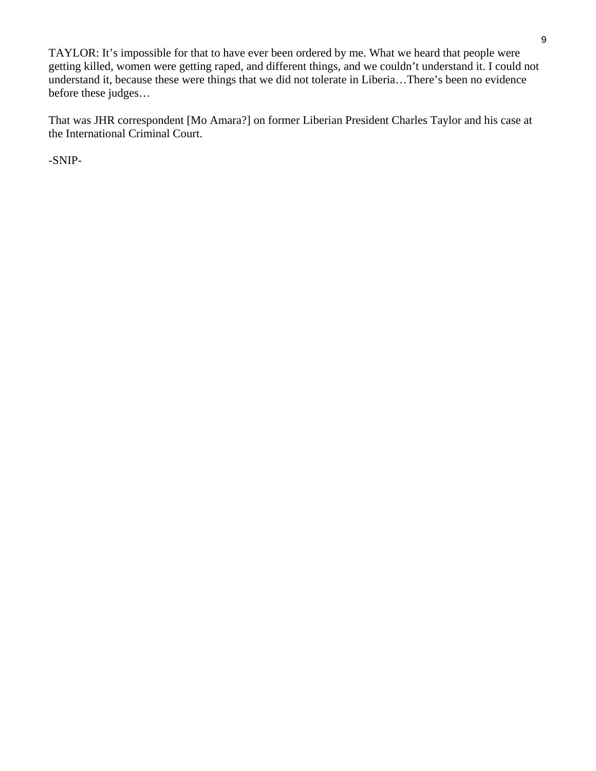TAYLOR: It's impossible for that to have ever been ordered by me. What we heard that people were getting killed, women were getting raped, and different things, and we couldn't understand it. I could not understand it, because these were things that we did not tolerate in Liberia…There's been no evidence before these judges…

That was JHR correspondent [Mo Amara?] on former Liberian President Charles Taylor and his case at the International Criminal Court.

-SNIP-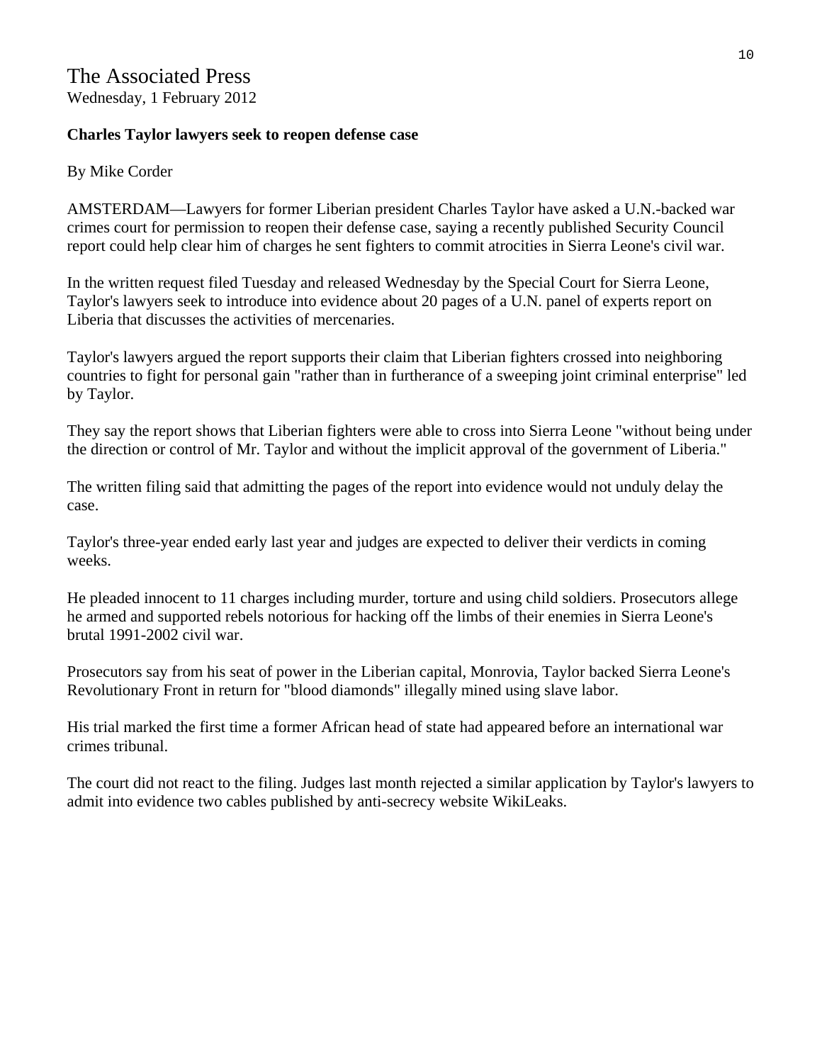The Associated Press

Wednesday, 1 February 2012

**Charles Taylor lawyers seek to reopen defense case**

By Mike Corder

AMSTERDAM—Lawyers for former Liberian president Charles Taylor have asked a U.N.-backed war crimes court for permission to reopen their defense case, saying a recently published Security Council report could help clear him of charges he sent fighters to commit atrocities in Sierra Leone's civil war.

In the written request filed Tuesday and released Wednesday by the Special Court for Sierra Leone, Taylor's lawyers seek to introduce into evidence about 20 pages of a U.N. panel of experts report on Liberia that discusses the activities of mercenaries.

Taylor's lawyers argued the report supports their claim that Liberian fighters crossed into neighboring countries to fight for personal gain "rather than in furtherance of a sweeping joint criminal enterprise" led by Taylor.

They say the report shows that Liberian fighters were able to cross into Sierra Leone "without being under the direction or control of Mr. Taylor and without the implicit approval of the government of Liberia."

The written filing said that admitting the pages of the report into evidence would not unduly delay the case.

Taylor's three-year ended early last year and judges are expected to deliver their verdicts in coming weeks.

He pleaded innocent to 11 charges including murder, torture and using child soldiers. Prosecutors allege he armed and supported rebels notorious for hacking off the limbs of their enemies in Sierra Leone's brutal 1991-2002 civil war.

Prosecutors say from his seat of power in the Liberian capital, Monrovia, Taylor backed Sierra Leone's Revolutionary Front in return for "blood diamonds" illegally mined using slave labor.

His trial marked the first time a former African head of state had appeared before an international war crimes tribunal.

The court did not react to the filing. Judges last month rejected a similar application by Taylor's lawyers to admit into evidence two cables published by anti-secrecy website WikiLeaks.